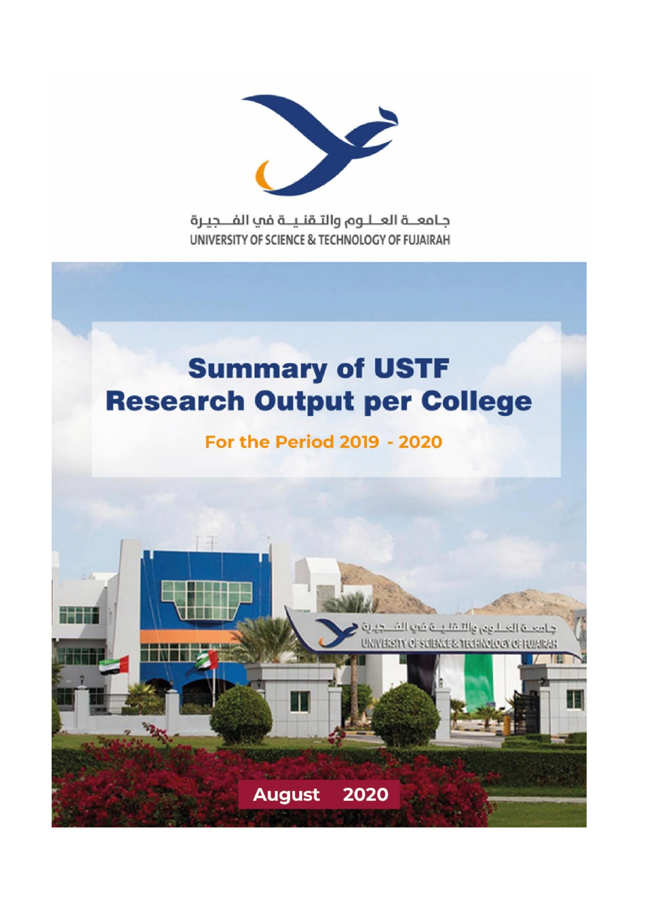جـامعــة العــلـوم والـتـقـنـيــة فـي الفــجـيـرة

UNIVERSITY OF SCIENCE & TECHNOLOGY OF FUJAIRAH

# Summary of USTF Research Output per College

## For the Period 2019 - 2020

**August 2020**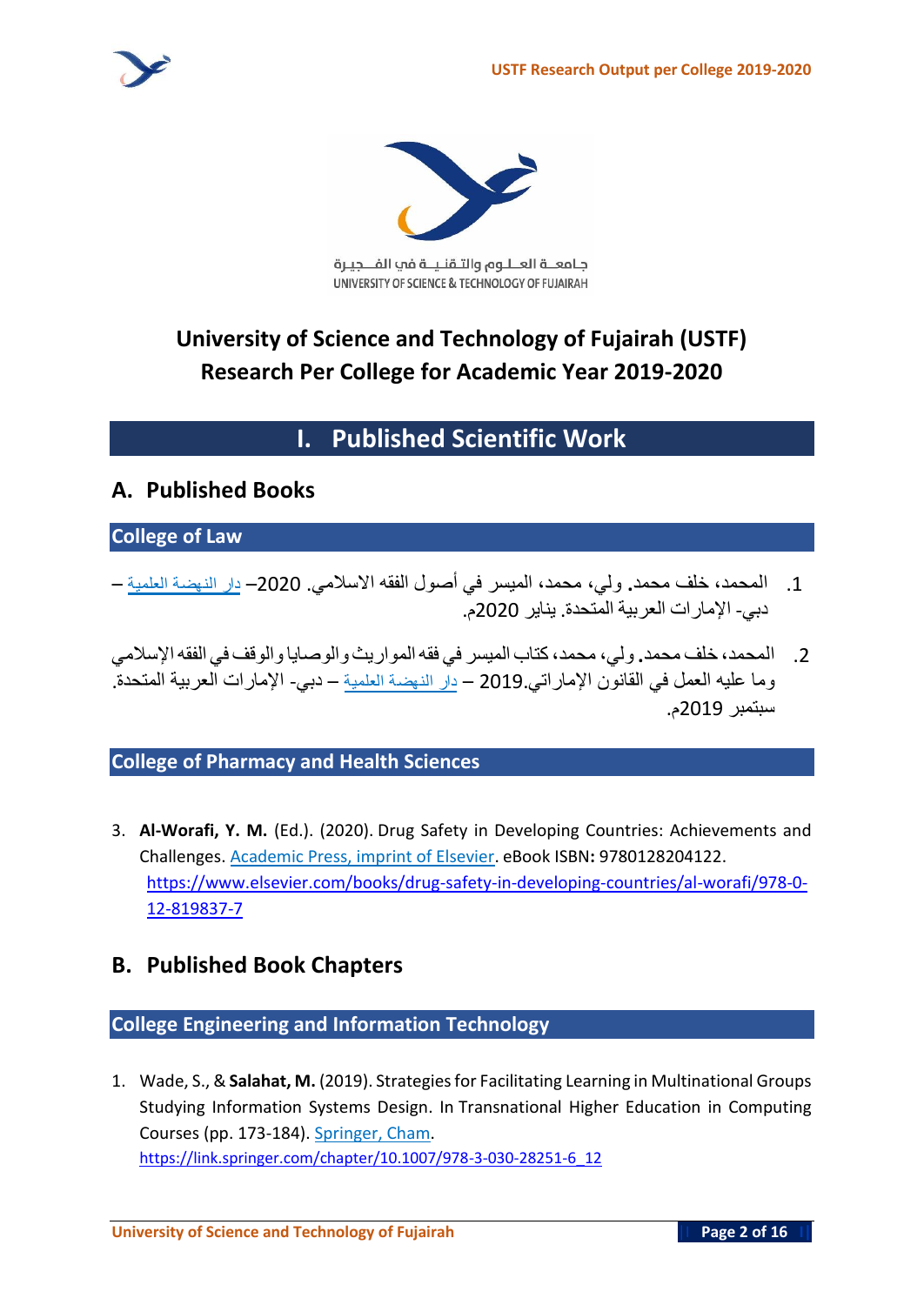جـامعــة العــلــوم والتــقـنـيــة في الفـــجـيـرة
UNIVERSITY OF SCIENCE & TECHNOLOGY OF FUJAIRAH

# University of Science and Technology of Fujairah (USTF) Research Per College for Academic Year 2019-2020

## I. Published Scientific Work

### A. Published Books

#### College of Law

1. المحمد، خلف محمد. ولي، محمد، الميسر في أصول الفقه الاسلامي. 2020– دار النهضة العلمية – دبي- الإمارات العربية المتحدة. يناير 2020م.

2. المحمد، خلف محمد. ولي، محمد، كتاب الميسر في فقه المواريث والوصايا والوقف في الفقه الإسلامي وما عليه العمل في القانون الإماراتي.2019 – دار النهضة العلمية – دبي- الإمارات العربية المتحدة. سبتمبر 2019م.

#### College of Pharmacy and Health Sciences

3. **Al-Worafi, Y. M.** (Ed.). (2020). Drug Safety in Developing Countries: Achievements and Challenges. Academic Press, imprint of Elsevier. eBook ISBN**:** 9780128204122. https://www.elsevier.com/books/drug-safety-in-developing-countries/al-worafi/978-0-12-819837-7

### B. Published Book Chapters

#### College Engineering and Information Technology

1. Wade, S., & **Salahat, M.** (2019). Strategies for Facilitating Learning in Multinational Groups Studying Information Systems Design. In Transnational Higher Education in Computing Courses (pp. 173-184). Springer, Cham. https://link.springer.com/chapter/10.1007/978-3-030-28251-6_12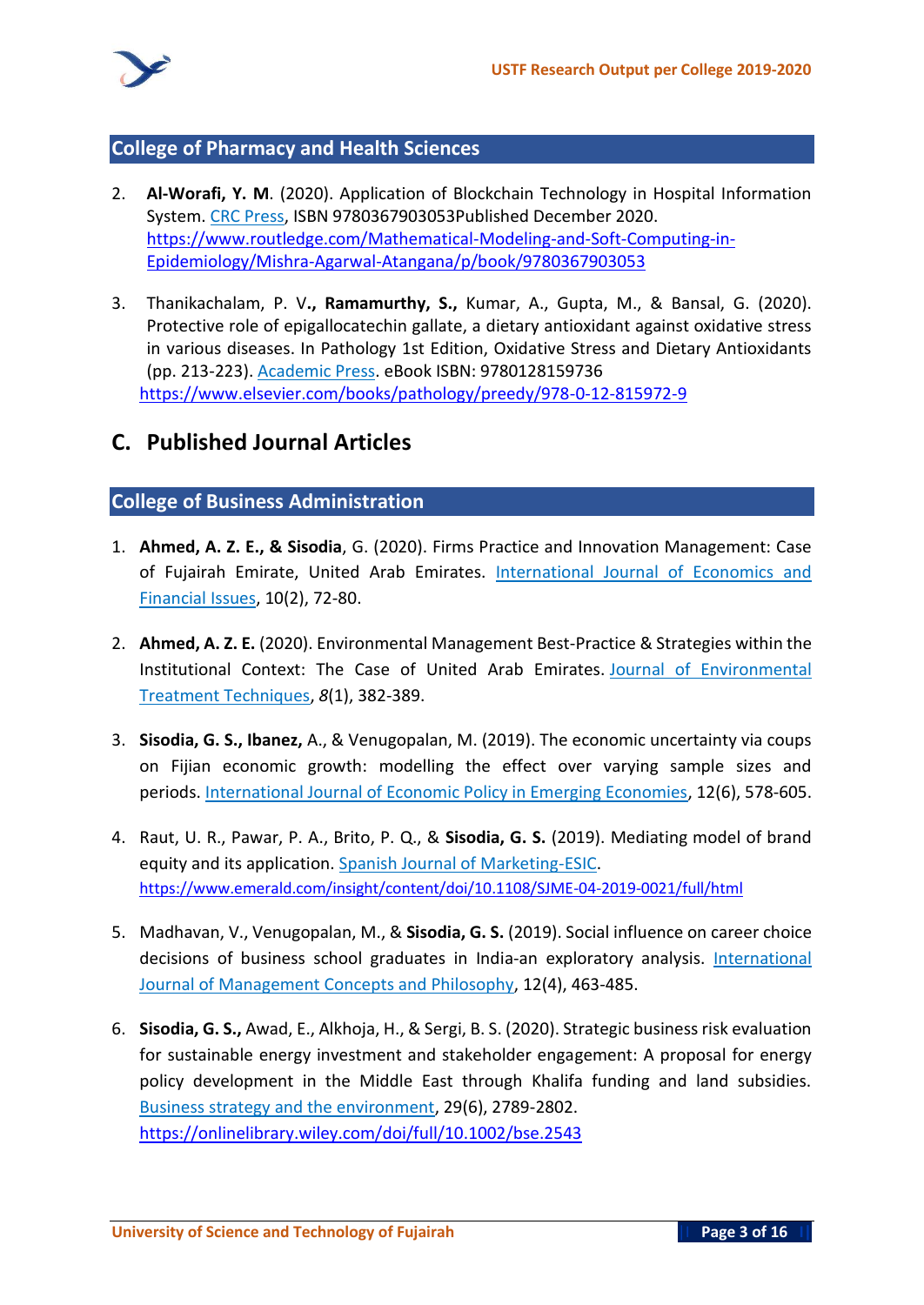### College of Pharmacy and Health Sciences

2. **Al-Worafi, Y. M**. (2020). Application of Blockchain Technology in Hospital Information System. [CRC Press](), ISBN 9780367903053Published December 2020. https://www.routledge.com/Mathematical-Modeling-and-Soft-Computing-in-Epidemiology/Mishra-Agarwal-Atangana/p/book/9780367903053

3. Thanikachalam, P. V**., Ramamurthy, S.,** Kumar, A., Gupta, M., & Bansal, G. (2020). Protective role of epigallocatechin gallate, a dietary antioxidant against oxidative stress in various diseases. In Pathology 1st Edition, Oxidative Stress and Dietary Antioxidants (pp. 213-223). [Academic Press](). eBook ISBN: 9780128159736 https://www.elsevier.com/books/pathology/preedy/978-0-12-815972-9

## C. Published Journal Articles

### College of Business Administration

1. **Ahmed, A. Z. E., & Sisodia**, G. (2020). Firms Practice and Innovation Management: Case of Fujairah Emirate, United Arab Emirates. [International Journal of Economics and Financial Issues](), 10(2), 72-80.

2. **Ahmed, A. Z. E.** (2020). Environmental Management Best-Practice & Strategies within the Institutional Context: The Case of United Arab Emirates. [Journal of Environmental Treatment Techniques](), *8*(1), 382-389.

3. **Sisodia, G. S., Ibanez,** A., & Venugopalan, M. (2019). The economic uncertainty via coups on Fijian economic growth: modelling the effect over varying sample sizes and periods. [International Journal of Economic Policy in Emerging Economies](), 12(6), 578-605.

4. Raut, U. R., Pawar, P. A., Brito, P. Q., & **Sisodia, G. S.** (2019). Mediating model of brand equity and its application. [Spanish Journal of Marketing-ESIC](). https://www.emerald.com/insight/content/doi/10.1108/SJME-04-2019-0021/full/html

5. Madhavan, V., Venugopalan, M., & **Sisodia, G. S.** (2019). Social influence on career choice decisions of business school graduates in India-an exploratory analysis. [International Journal of Management Concepts and Philosophy](), 12(4), 463-485.

6. **Sisodia, G. S.,** Awad, E., Alkhoja, H., & Sergi, B. S. (2020). Strategic business risk evaluation for sustainable energy investment and stakeholder engagement: A proposal for energy policy development in the Middle East through Khalifa funding and land subsidies. [Business strategy and the environment](), 29(6), 2789-2802. https://onlinelibrary.wiley.com/doi/full/10.1002/bse.2543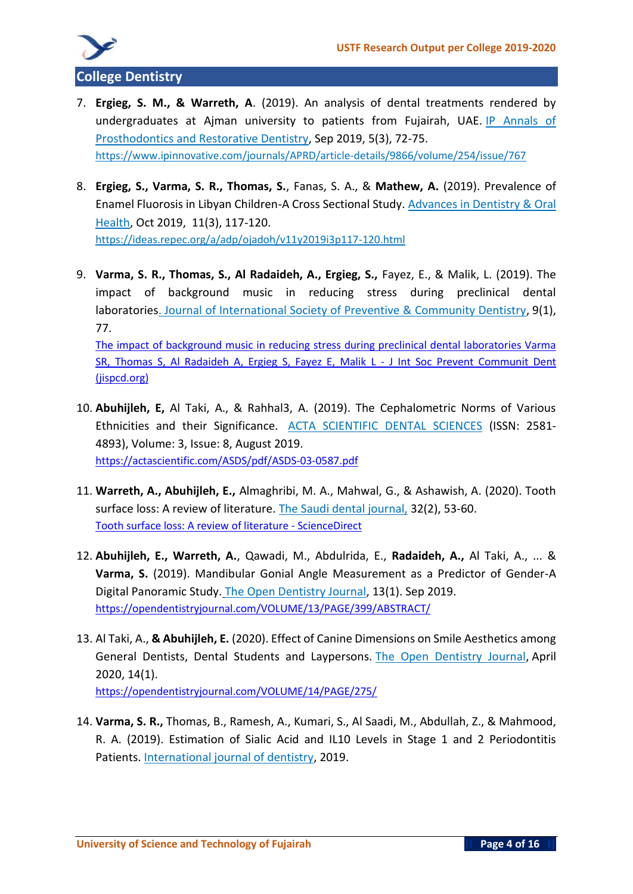## College Dentistry

7. **Ergieg, S. M., & Warreth, A**. (2019). An analysis of dental treatments rendered by undergraduates at Ajman university to patients from Fujairah, UAE. IP Annals of Prosthodontics and Restorative Dentistry, Sep 2019, 5(3), 72-75. https://www.ipinnovative.com/journals/APRD/article-details/9866/volume/254/issue/767

8. **Ergieg, S., Varma, S. R., Thomas, S.**, Fanas, S. A., & **Mathew, A.** (2019). Prevalence of Enamel Fluorosis in Libyan Children-A Cross Sectional Study. Advances in Dentistry & Oral Health, Oct 2019, 11(3), 117-120. https://ideas.repec.org/a/adp/ojadoh/v11y2019i3p117-120.html

9. **Varma, S. R., Thomas, S., Al Radaideh, A., Ergieg, S.,** Fayez, E., & Malik, L. (2019). The impact of background music in reducing stress during preclinical dental laboratories. Journal of International Society of Preventive & Community Dentistry, 9(1), 77. The impact of background music in reducing stress during preclinical dental laboratories Varma SR, Thomas S, Al Radaideh A, Ergieg S, Fayez E, Malik L - J Int Soc Prevent Communit Dent (jispcd.org)

10. **Abuhijleh, E,** Al Taki, A., & Rahhal3, A. (2019). The Cephalometric Norms of Various Ethnicities and their Significance. ACTA SCIENTIFIC DENTAL SCIENCES (ISSN: 2581-4893), Volume: 3, Issue: 8, August 2019. https://actascientific.com/ASDS/pdf/ASDS-03-0587.pdf

11. **Warreth, A., Abuhijleh, E.,** Almaghribi, M. A., Mahwal, G., & Ashawish, A. (2020). Tooth surface loss: A review of literature. The Saudi dental journal, 32(2), 53-60. Tooth surface loss: A review of literature - ScienceDirect

12. **Abuhijleh, E., Warreth, A.**, Qawadi, M., Abdulrida, E., **Radaideh, A.,** Al Taki, A., ... & **Varma, S.** (2019). Mandibular Gonial Angle Measurement as a Predictor of Gender-A Digital Panoramic Study. The Open Dentistry Journal, 13(1). Sep 2019. https://opendentistryjournal.com/VOLUME/13/PAGE/399/ABSTRACT/

13. Al Taki, A., **& Abuhijleh, E.** (2020). Effect of Canine Dimensions on Smile Aesthetics among General Dentists, Dental Students and Laypersons. The Open Dentistry Journal, April 2020, 14(1). https://opendentistryjournal.com/VOLUME/14/PAGE/275/

14. **Varma, S. R.,** Thomas, B., Ramesh, A., Kumari, S., Al Saadi, M., Abdullah, Z., & Mahmood, R. A. (2019). Estimation of Sialic Acid and IL10 Levels in Stage 1 and 2 Periodontitis Patients. International journal of dentistry, 2019.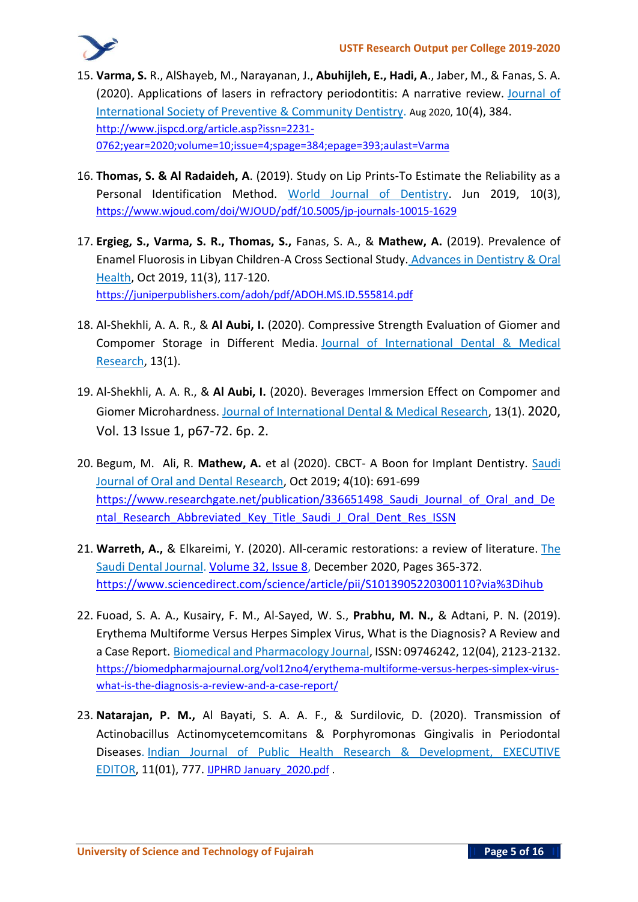15. **Varma, S.** R., AlShayeb, M., Narayanan, J., **Abuhijleh, E., Hadi, A**., Jaber, M., & Fanas, S. A. (2020). Applications of lasers in refractory periodontitis: A narrative review. Journal of International Society of Preventive & Community Dentistry. Aug 2020, 10(4), 384. http://www.jispcd.org/article.asp?issn=2231-0762;year=2020;volume=10;issue=4;spage=384;epage=393;aulast=Varma

16. **Thomas, S. & Al Radaideh, A**. (2019). Study on Lip Prints-To Estimate the Reliability as a Personal Identification Method. World Journal of Dentistry. Jun 2019, 10(3), https://www.wjoud.com/doi/WJOUD/pdf/10.5005/jp-journals-10015-1629

17. **Ergieg, S., Varma, S. R., Thomas, S.,** Fanas, S. A., & **Mathew, A.** (2019). Prevalence of Enamel Fluorosis in Libyan Children-A Cross Sectional Study. Advances in Dentistry & Oral Health, Oct 2019, 11(3), 117-120. https://juniperpublishers.com/adoh/pdf/ADOH.MS.ID.555814.pdf

18. Al-Shekhli, A. A. R., & **Al Aubi, I.** (2020). Compressive Strength Evaluation of Giomer and Compomer Storage in Different Media. Journal of International Dental & Medical Research, 13(1).

19. Al-Shekhli, A. A. R., & **Al Aubi, I.** (2020). Beverages Immersion Effect on Compomer and Giomer Microhardness. Journal of International Dental & Medical Research, 13(1). 2020, Vol. 13 Issue 1, p67-72. 6p. 2.

20. Begum, M. Ali, R. **Mathew, A.** et al (2020). CBCT- A Boon for Implant Dentistry. Saudi Journal of Oral and Dental Research, Oct 2019; 4(10): 691-699 https://www.researchgate.net/publication/336651498_Saudi_Journal_of_Oral_and_Dental_Research_Abbreviated_Key_Title_Saudi_J_Oral_Dent_Res_ISSN

21. **Warreth, A.,** & Elkareimi, Y. (2020). All-ceramic restorations: a review of literature. The Saudi Dental Journal. Volume 32, Issue 8, December 2020, Pages 365-372. https://www.sciencedirect.com/science/article/pii/S1013905220300110?via%3Dihub

22. Fuoad, S. A. A., Kusairy, F. M., Al-Sayed, W. S., **Prabhu, M. N.,** & Adtani, P. N. (2019). Erythema Multiforme Versus Herpes Simplex Virus, What is the Diagnosis? A Review and a Case Report. Biomedical and Pharmacology Journal, ISSN: 09746242, 12(04), 2123-2132. https://biomedpharmajournal.org/vol12no4/erythema-multiforme-versus-herpes-simplex-virus-what-is-the-diagnosis-a-review-and-a-case-report/

23. **Natarajan, P. M.,** Al Bayati, S. A. A. F., & Surdilovic, D. (2020). Transmission of Actinobacillus Actinomycetemcomitans & Porphyromonas Gingivalis in Periodontal Diseases. Indian Journal of Public Health Research & Development, EXECUTIVE EDITOR, 11(01), 777. IJPHRD January_2020.pdf .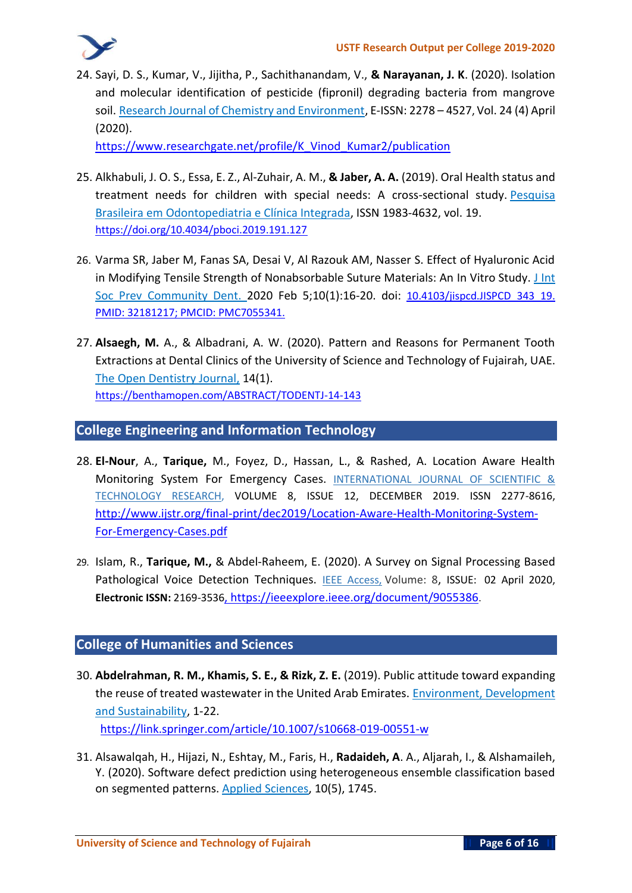24. Sayi, D. S., Kumar, V., Jijitha, P., Sachithanandam, V., **& Narayanan, J. K**. (2020). Isolation and molecular identification of pesticide (fipronil) degrading bacteria from mangrove soil. Research Journal of Chemistry and Environment, E-ISSN: 2278 – 4527, Vol. 24 (4) April (2020).
https://www.researchgate.net/profile/K_Vinod_Kumar2/publication

25. Alkhabuli, J. O. S., Essa, E. Z., Al-Zuhair, A. M., **& Jaber, A. A.** (2019). Oral Health status and treatment needs for children with special needs: A cross-sectional study. Pesquisa Brasileira em Odontopediatria e Clínica Integrada, ISSN 1983-4632, vol. 19.
https://doi.org/10.4034/pboci.2019.191.127

26. Varma SR, Jaber M, Fanas SA, Desai V, Al Razouk AM, Nasser S. Effect of Hyaluronic Acid in Modifying Tensile Strength of Nonabsorbable Suture Materials: An In Vitro Study. J Int Soc Prev Community Dent. 2020 Feb 5;10(1):16-20. doi: 10.4103/jispcd.JISPCD_343_19. PMID: 32181217; PMCID: PMC7055341.

27. **Alsaegh, M.** A., & Albadrani, A. W. (2020). Pattern and Reasons for Permanent Tooth Extractions at Dental Clinics of the University of Science and Technology of Fujairah, UAE. The Open Dentistry Journal, 14(1).
https://benthamopen.com/ABSTRACT/TODENTJ-14-143

## College Engineering and Information Technology

28. **El-Nour**, A., **Tarique,** M., Foyez, D., Hassan, L., & Rashed, A. Location Aware Health Monitoring System For Emergency Cases. INTERNATIONAL JOURNAL OF SCIENTIFIC & TECHNOLOGY RESEARCH, VOLUME 8, ISSUE 12, DECEMBER 2019. ISSN 2277-8616, http://www.ijstr.org/final-print/dec2019/Location-Aware-Health-Monitoring-System-For-Emergency-Cases.pdf

29. Islam, R., **Tarique, M.,** & Abdel-Raheem, E. (2020). A Survey on Signal Processing Based Pathological Voice Detection Techniques. IEEE Access, Volume: 8, ISSUE: 02 April 2020, **Electronic ISSN:** 2169-3536, https://ieeexplore.ieee.org/document/9055386.

## College of Humanities and Sciences

30. **Abdelrahman, R. M., Khamis, S. E., & Rizk, Z. E.** (2019). Public attitude toward expanding the reuse of treated wastewater in the United Arab Emirates. Environment, Development and Sustainability, 1-22.
https://link.springer.com/article/10.1007/s10668-019-00551-w

31. Alsawalqah, H., Hijazi, N., Eshtay, M., Faris, H., **Radaideh, A**. A., Aljarah, I., & Alshamaileh, Y. (2020). Software defect prediction using heterogeneous ensemble classification based on segmented patterns. Applied Sciences, 10(5), 1745.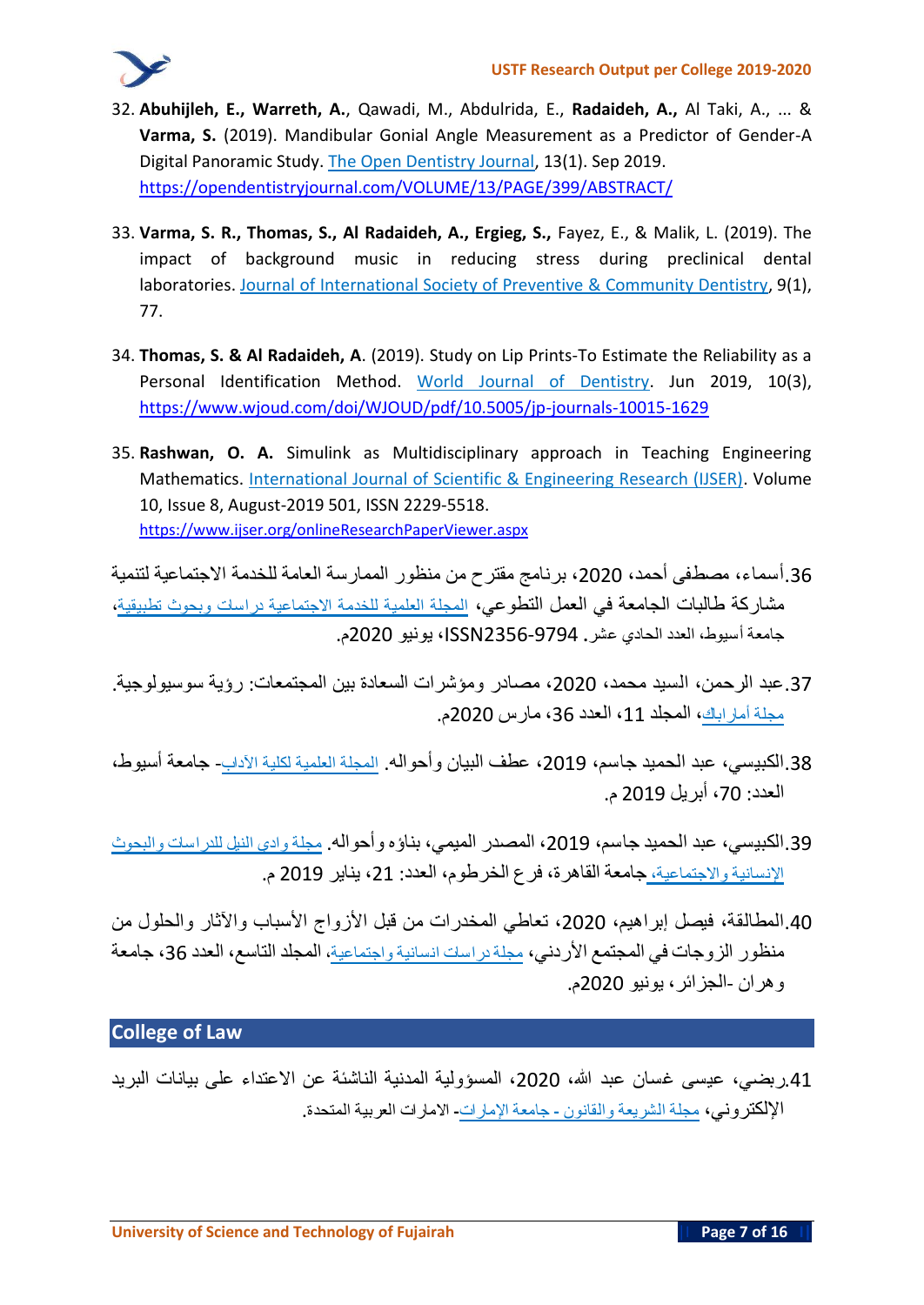32. **Abuhijleh, E., Warreth, A.**, Qawadi, M., Abdulrida, E., **Radaideh, A.,** Al Taki, A., ... & **Varma, S.** (2019). Mandibular Gonial Angle Measurement as a Predictor of Gender-A Digital Panoramic Study. The Open Dentistry Journal, 13(1). Sep 2019. https://opendentistryjournal.com/VOLUME/13/PAGE/399/ABSTRACT/

33. **Varma, S. R., Thomas, S., Al Radaideh, A., Ergieg, S.,** Fayez, E., & Malik, L. (2019). The impact of background music in reducing stress during preclinical dental laboratories. Journal of International Society of Preventive & Community Dentistry, 9(1), 77.

34. **Thomas, S. & Al Radaideh, A**. (2019). Study on Lip Prints-To Estimate the Reliability as a Personal Identification Method. World Journal of Dentistry. Jun 2019, 10(3), https://www.wjoud.com/doi/WJOUD/pdf/10.5005/jp-journals-10015-1629

35. **Rashwan, O. A.** Simulink as Multidisciplinary approach in Teaching Engineering Mathematics. International Journal of Scientific & Engineering Research (IJSER). Volume 10, Issue 8, August-2019 501, ISSN 2229-5518. https://www.ijser.org/onlineResearchPaperViewer.aspx

36. أسماء، مصطفى أحمد، 2020، برنامج مقترح من منظور الممارسة العامة للخدمة الاجتماعية لتنمية مشاركة طالبات الجامعة في العمل التطوعي، المجلة العلمية للخدمة الاجتماعية دراسات وبحوث تطبيقية، جامعة أسيوط، العدد الحادي عشر. ISSN2356-9794، يونيو 2020م.

37. عبد الرحمن، السيد محمد، 2020، مصادر ومؤشرات السعادة بين المجتمعات: رؤية سوسيولوجية. مجلة أماراباك، المجلد 11، العدد 36، مارس 2020م.

38. الكبيسي، عبد الحميد جاسم، 2019، عطف البيان وأحواله. المجلة العلمية لكلية الآداب- جامعة أسيوط، العدد: 70، أبريل 2019 م.

39. الكبيسي، عبد الحميد جاسم، 2019، المصدر الميمي، بناؤه وأحواله. مجلة وادي النيل للدراسات والبحوث الإنسانية والاجتماعية، جامعة القاهرة، فرع الخرطوم، العدد: 21، يناير 2019 م.

40. المطالقة، فيصل إبراهيم، 2020، تعاطي المخدرات من قبل الأزواج الأسباب والآثار والحلول من منظور الزوجات في المجتمع الأردني، مجلة دراسات انسانية واجتماعية، المجلد التاسع، العدد 36، جامعة وهران -الجزائر، يونيو 2020م.

## College of Law

41. ربضي، عيسى غسان عبد الله، 2020، المسؤولية المدنية الناشئة عن الاعتداء على بيانات البريد الإلكتروني، مجلة الشريعة والقانون - جامعة الإمارات- الامارات العربية المتحدة.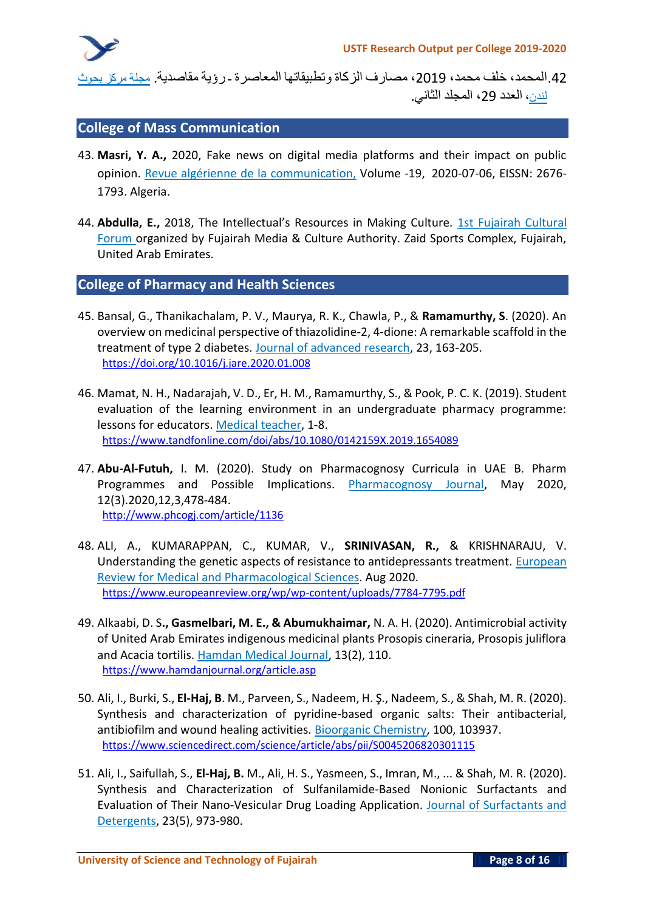42. المحمد، خلف محمد، 2019، مصارف الزكاة وتطبيقاتها المعاصرة ـ رؤية مقاصدية. مجلة مركز بحوث لندن، العدد 29، المجلد الثاني.

## College of Mass Communication

43. **Masri, Y. A.,** 2020, Fake news on digital media platforms and their impact on public opinion. Revue algérienne de la communication, Volume -19, 2020-07-06, EISSN: 2676-1793. Algeria.

44. **Abdulla, E.,** 2018, The Intellectual's Resources in Making Culture. 1st Fujairah Cultural Forum organized by Fujairah Media & Culture Authority. Zaid Sports Complex, Fujairah, United Arab Emirates.

## College of Pharmacy and Health Sciences

45. Bansal, G., Thanikachalam, P. V., Maurya, R. K., Chawla, P., & **Ramamurthy, S**. (2020). An overview on medicinal perspective of thiazolidine-2, 4-dione: A remarkable scaffold in the treatment of type 2 diabetes. Journal of advanced research, 23, 163-205. https://doi.org/10.1016/j.jare.2020.01.008

46. Mamat, N. H., Nadarajah, V. D., Er, H. M., Ramamurthy, S., & Pook, P. C. K. (2019). Student evaluation of the learning environment in an undergraduate pharmacy programme: lessons for educators. Medical teacher, 1-8. https://www.tandfonline.com/doi/abs/10.1080/0142159X.2019.1654089

47. **Abu-Al-Futuh,** I. M. (2020). Study on Pharmacognosy Curricula in UAE B. Pharm Programmes and Possible Implications. Pharmacognosy Journal, May 2020, 12(3).2020,12,3,478-484. http://www.phcogj.com/article/1136

48. ALI, A., KUMARAPPAN, C., KUMAR, V., **SRINIVASAN, R.,** & KRISHNARAJU, V. Understanding the genetic aspects of resistance to antidepressants treatment. European Review for Medical and Pharmacological Sciences. Aug 2020. https://www.europeanreview.org/wp/wp-content/uploads/7784-7795.pdf

49. Alkaabi, D. S**., Gasmelbari, M. E., & Abumukhaimar,** N. A. H. (2020). Antimicrobial activity of United Arab Emirates indigenous medicinal plants Prosopis cineraria, Prosopis juliflora and Acacia tortilis. Hamdan Medical Journal, 13(2), 110. https://www.hamdanjournal.org/article.asp

50. Ali, I., Burki, S., **El-Haj, B**. M., Parveen, S., Nadeem, H. Ş., Nadeem, S., & Shah, M. R. (2020). Synthesis and characterization of pyridine-based organic salts: Their antibacterial, antibiofilm and wound healing activities. Bioorganic Chemistry, 100, 103937. https://www.sciencedirect.com/science/article/abs/pii/S0045206820301115

51. Ali, I., Saifullah, S., **El-Haj, B.** M., Ali, H. S., Yasmeen, S., Imran, M., ... & Shah, M. R. (2020). Synthesis and Characterization of Sulfanilamide-Based Nonionic Surfactants and Evaluation of Their Nano-Vesicular Drug Loading Application. Journal of Surfactants and Detergents, 23(5), 973-980.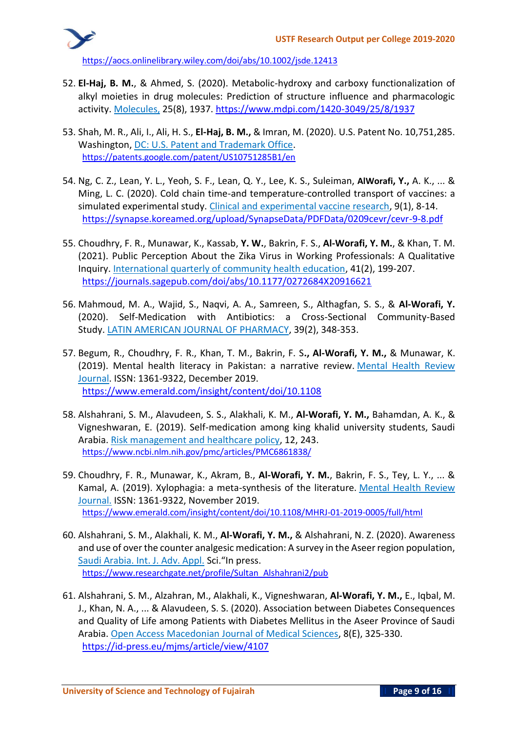https://aocs.onlinelibrary.wiley.com/doi/abs/10.1002/jsde.12413

52. **El-Haj, B. M.**, & Ahmed, S. (2020). Metabolic-hydroxy and carboxy functionalization of alkyl moieties in drug molecules: Prediction of structure influence and pharmacologic activity. Molecules, 25(8), 1937. https://www.mdpi.com/1420-3049/25/8/1937

53. Shah, M. R., Ali, I., Ali, H. S., **El-Haj, B. M.,** & Imran, M. (2020). U.S. Patent No. 10,751,285. Washington, DC: U.S. Patent and Trademark Office. https://patents.google.com/patent/US10751285B1/en

54. Ng, C. Z., Lean, Y. L., Yeoh, S. F., Lean, Q. Y., Lee, K. S., Suleiman, **AlWorafi, Y.,** A. K., ... & Ming, L. C. (2020). Cold chain time-and temperature-controlled transport of vaccines: a simulated experimental study. Clinical and experimental vaccine research, 9(1), 8-14. https://synapse.koreamed.org/upload/SynapseData/PDFData/0209cevr/cevr-9-8.pdf

55. Choudhry, F. R., Munawar, K., Kassab, **Y. W.**, Bakrin, F. S., **Al-Worafi, Y. M.**, & Khan, T. M. (2021). Public Perception About the Zika Virus in Working Professionals: A Qualitative Inquiry. International quarterly of community health education, 41(2), 199-207. https://journals.sagepub.com/doi/abs/10.1177/0272684X20916621

56. Mahmoud, M. A., Wajid, S., Naqvi, A. A., Samreen, S., Althagfan, S. S., & **Al-Worafi, Y.** (2020). Self-Medication with Antibiotics: a Cross-Sectional Community-Based Study. LATIN AMERICAN JOURNAL OF PHARMACY, 39(2), 348-353.

57. Begum, R., Choudhry, F. R., Khan, T. M., Bakrin, F. S**., Al-Worafi, Y. M.,** & Munawar, K. (2019). Mental health literacy in Pakistan: a narrative review. Mental Health Review Journal. ISSN: 1361-9322, December 2019. https://www.emerald.com/insight/content/doi/10.1108

58. Alshahrani, S. M., Alavudeen, S. S., Alakhali, K. M., **Al-Worafi, Y. M.,** Bahamdan, A. K., & Vigneshwaran, E. (2019). Self-medication among king khalid university students, Saudi Arabia. Risk management and healthcare policy, 12, 243. https://www.ncbi.nlm.nih.gov/pmc/articles/PMC6861838/

59. Choudhry, F. R., Munawar, K., Akram, B., **Al-Worafi, Y. M.**, Bakrin, F. S., Tey, L. Y., ... & Kamal, A. (2019). Xylophagia: a meta-synthesis of the literature. Mental Health Review Journal. ISSN: 1361-9322, November 2019. https://www.emerald.com/insight/content/doi/10.1108/MHRJ-01-2019-0005/full/html

60. Alshahrani, S. M., Alakhali, K. M., **Al-Worafi, Y. M.,** & Alshahrani, N. Z. (2020). Awareness and use of over the counter analgesic medication: A survey in the Aseer region population, Saudi Arabia. Int. J. Adv. Appl. Sci."In press. https://www.researchgate.net/profile/Sultan_Alshahrani2/pub

61. Alshahrani, S. M., Alzahran, M., Alakhali, K., Vigneshwaran, **Al-Worafi, Y. M.,** E., Iqbal, M. J., Khan, N. A., ... & Alavudeen, S. S. (2020). Association between Diabetes Consequences and Quality of Life among Patients with Diabetes Mellitus in the Aseer Province of Saudi Arabia. Open Access Macedonian Journal of Medical Sciences, 8(E), 325-330. https://id-press.eu/mjms/article/view/4107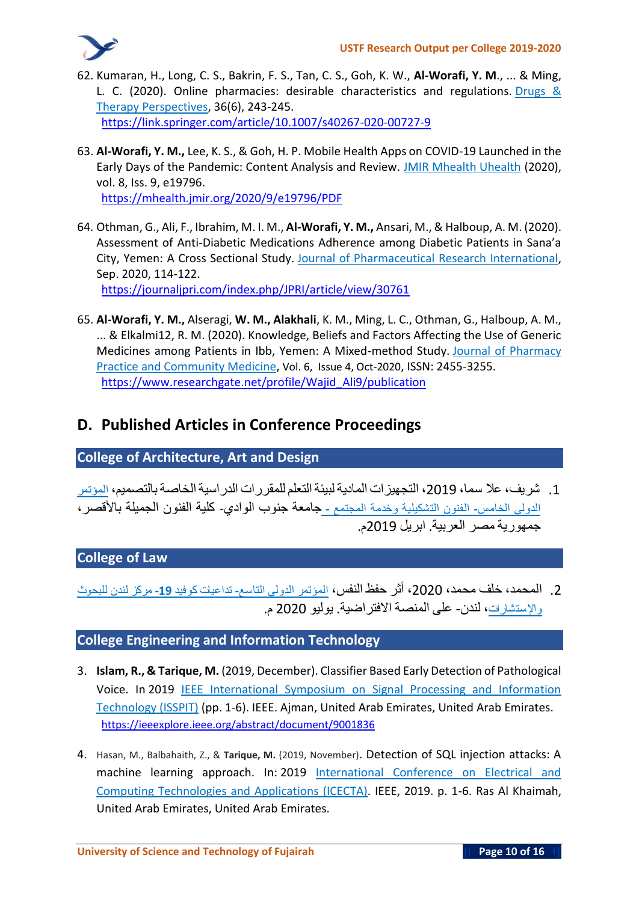62. Kumaran, H., Long, C. S., Bakrin, F. S., Tan, C. S., Goh, K. W., **Al-Worafi, Y. M.**, ... & Ming, L. C. (2020). Online pharmacies: desirable characteristics and regulations. Drugs & Therapy Perspectives, 36(6), 243-245. https://link.springer.com/article/10.1007/s40267-020-00727-9

63. **Al-Worafi, Y. M.,** Lee, K. S., & Goh, H. P. Mobile Health Apps on COVID-19 Launched in the Early Days of the Pandemic: Content Analysis and Review. JMIR Mhealth Uhealth (2020), vol. 8, Iss. 9, e19796. https://mhealth.jmir.org/2020/9/e19796/PDF

64. Othman, G., Ali, F., Ibrahim, M. I. M., **Al-Worafi, Y. M.,** Ansari, M., & Halboup, A. M. (2020). Assessment of Anti-Diabetic Medications Adherence among Diabetic Patients in Sana'a City, Yemen: A Cross Sectional Study. Journal of Pharmaceutical Research International, Sep. 2020, 114-122. https://journaljpri.com/index.php/JPRI/article/view/30761

65. **Al-Worafi, Y. M.,** Alseragi, **W. M., Alakhali**, K. M., Ming, L. C., Othman, G., Halboup, A. M., ... & Elkalmi12, R. M. (2020). Knowledge, Beliefs and Factors Affecting the Use of Generic Medicines among Patients in Ibb, Yemen: A Mixed-method Study. Journal of Pharmacy Practice and Community Medicine, Vol. 6, Issue 4, Oct-2020, ISSN: 2455-3255. https://www.researchgate.net/profile/Wajid_Ali9/publication

## D. Published Articles in Conference Proceedings

### College of Architecture, Art and Design

1. شريف، علا سما، 2019، التجهيزات المادية لبيئة التعلم للمقررات الدراسية الخاصة بالتصميم، المؤتمر الدولي الخامس- الفنون التشكيلية وخدمة المجتمع - جامعة جنوب الوادي- كلية الفنون الجميلة بالأقصر، جمهورية مصر العربية. ابريل 2019م.

### College of Law

2. المحمد، خلف محمد، 2020، أثر حفظ النفس، المؤتمر الدولي التاسع- تداعيات كوفيد **19**- مركز لندن للبحوث والإستشارات، لندن- على المنصة الافتراضية. يوليو 2020 م.

### College Engineering and Information Technology

3. **Islam, R., & Tarique, M.** (2019, December). Classifier Based Early Detection of Pathological Voice. In 2019 IEEE International Symposium on Signal Processing and Information Technology (ISSPIT) (pp. 1-6). IEEE. Ajman, United Arab Emirates, United Arab Emirates. https://ieeexplore.ieee.org/abstract/document/9001836

4. Hasan, M., Balbahaith, Z., & **Tarique, M.** (2019, November). Detection of SQL injection attacks: A machine learning approach. In: 2019 International Conference on Electrical and Computing Technologies and Applications (ICECTA). IEEE, 2019. p. 1-6. Ras Al Khaimah, United Arab Emirates, United Arab Emirates.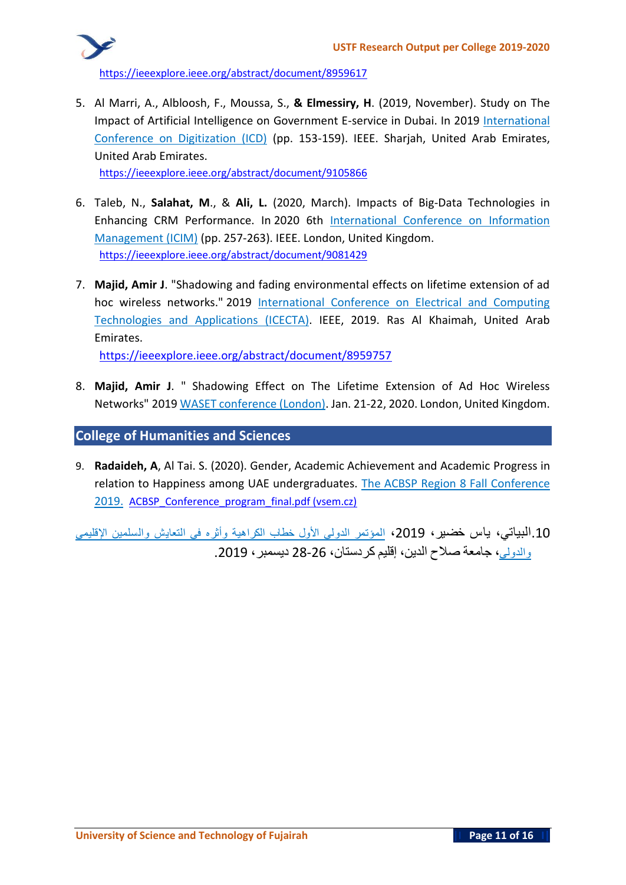https://ieeexplore.ieee.org/abstract/document/8959617

5. Al Marri, A., Albloosh, F., Moussa, S., **& Elmessiry, H**. (2019, November). Study on The Impact of Artificial Intelligence on Government E-service in Dubai. In 2019 International Conference on Digitization (ICD) (pp. 153-159). IEEE. Sharjah, United Arab Emirates, United Arab Emirates.
   https://ieeexplore.ieee.org/abstract/document/9105866

6. Taleb, N., **Salahat, M**., & **Ali, L.** (2020, March). Impacts of Big-Data Technologies in Enhancing CRM Performance. In 2020 6th International Conference on Information Management (ICIM) (pp. 257-263). IEEE. London, United Kingdom.
   https://ieeexplore.ieee.org/abstract/document/9081429

7. **Majid, Amir J**. "Shadowing and fading environmental effects on lifetime extension of ad hoc wireless networks." 2019 International Conference on Electrical and Computing Technologies and Applications (ICECTA). IEEE, 2019. Ras Al Khaimah, United Arab Emirates.
   https://ieeexplore.ieee.org/abstract/document/8959757

8. **Majid, Amir J**. " Shadowing Effect on The Lifetime Extension of Ad Hoc Wireless Networks" 2019 WASET conference (London). Jan. 21-22, 2020. London, United Kingdom.

## College of Humanities and Sciences

9. **Radaideh, A**, Al Tai. S. (2020). Gender, Academic Achievement and Academic Progress in relation to Happiness among UAE undergraduates. The ACBSP Region 8 Fall Conference 2019. ACBSP_Conference_program_final.pdf (vsem.cz)

10. البياتي، ياس خضير، 2019، المؤتمر الدولي الأول خطاب الكراهية وأثره في التعايش والسلمين الإقليمي والدولي، جامعة صلاح الدين، إقليم كردستان، 26-28 ديسمبر، 2019.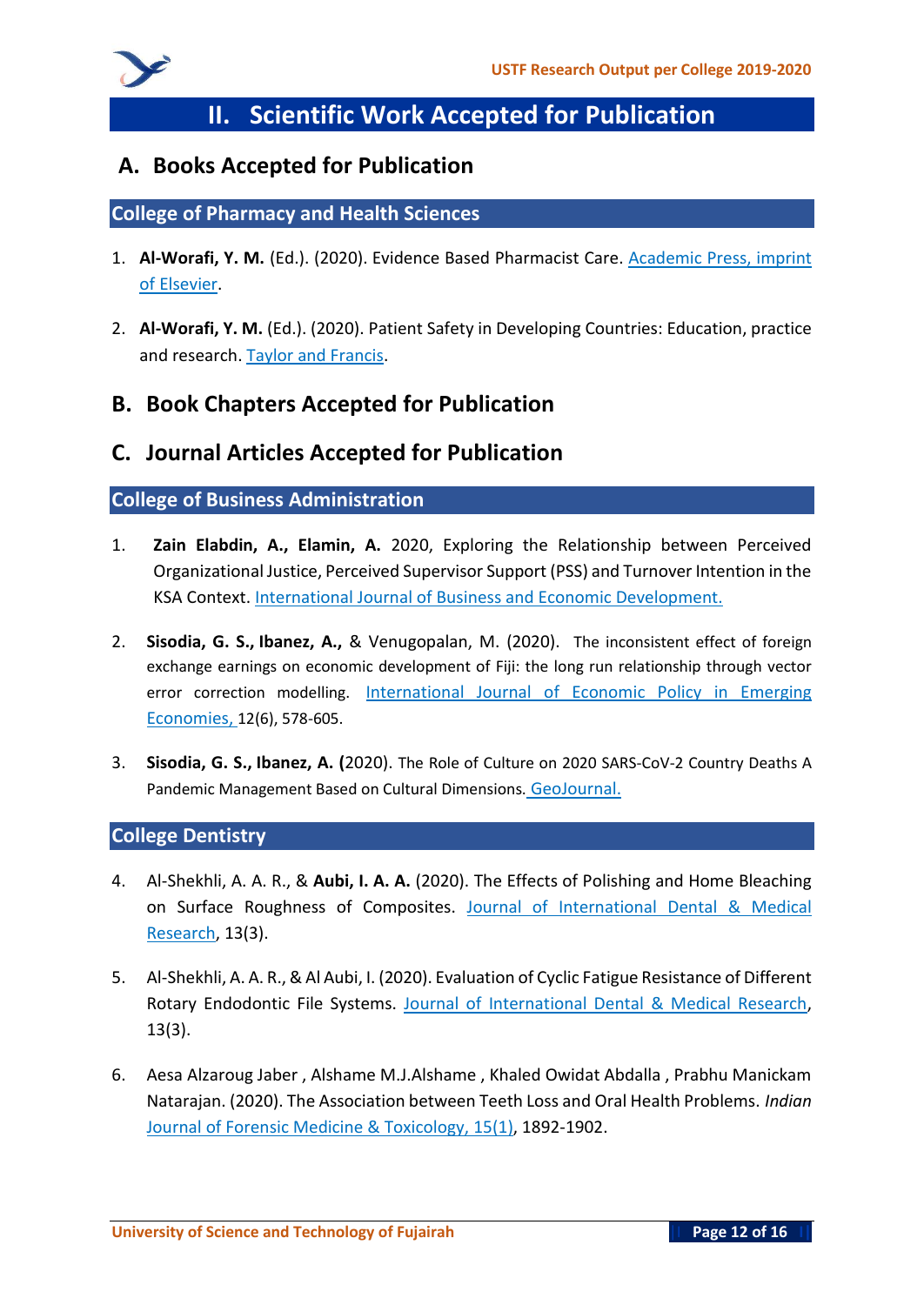# II. Scientific Work Accepted for Publication

## A. Books Accepted for Publication

### College of Pharmacy and Health Sciences

1. **Al-Worafi, Y. M.** (Ed.). (2020). Evidence Based Pharmacist Care. Academic Press, imprint of Elsevier.

2. **Al-Worafi, Y. M.** (Ed.). (2020). Patient Safety in Developing Countries: Education, practice and research. Taylor and Francis.

## B. Book Chapters Accepted for Publication

## C. Journal Articles Accepted for Publication

### College of Business Administration

1. **Zain Elabdin, A., Elamin, A.** 2020, Exploring the Relationship between Perceived Organizational Justice, Perceived Supervisor Support (PSS) and Turnover Intention in the KSA Context. International Journal of Business and Economic Development.

2. **Sisodia, G. S., Ibanez, A.,** & Venugopalan, M. (2020). The inconsistent effect of foreign exchange earnings on economic development of Fiji: the long run relationship through vector error correction modelling. International Journal of Economic Policy in Emerging Economies, 12(6), 578-605.

3. **Sisodia, G. S., Ibanez, A. (**2020). The Role of Culture on 2020 SARS-CoV-2 Country Deaths A Pandemic Management Based on Cultural Dimensions. GeoJournal.

### College Dentistry

4. Al-Shekhli, A. A. R., & **Aubi, I. A. A.** (2020). The Effects of Polishing and Home Bleaching on Surface Roughness of Composites. Journal of International Dental & Medical Research, 13(3).

5. Al-Shekhli, A. A. R., & Al Aubi, I. (2020). Evaluation of Cyclic Fatigue Resistance of Different Rotary Endodontic File Systems. Journal of International Dental & Medical Research, 13(3).

6. Aesa Alzaroug Jaber , Alshame M.J.Alshame , Khaled Owidat Abdalla , Prabhu Manickam Natarajan. (2020). The Association between Teeth Loss and Oral Health Problems. *Indian Journal of Forensic Medicine & Toxicology, 15(1)*, 1892-1902.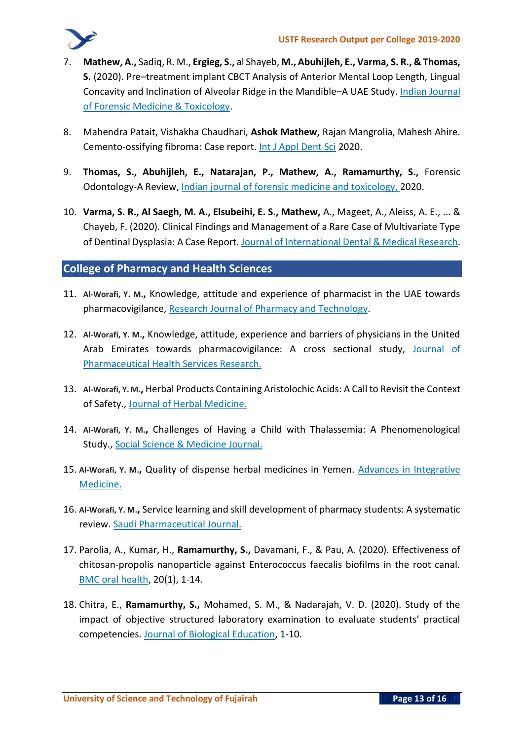7. **Mathew, A.,** Sadiq, R. M., **Ergieg, S.,** al Shayeb, **M., Abuhijleh, E., Varma, S. R., & Thomas, S.** (2020). Pre–treatment implant CBCT Analysis of Anterior Mental Loop Length, Lingual Concavity and Inclination of Alveolar Ridge in the Mandible–A UAE Study. Indian Journal of Forensic Medicine & Toxicology.

8. Mahendra Patait, Vishakha Chaudhari, **Ashok Mathew,** Rajan Mangrolia, Mahesh Ahire. Cemento-ossifying fibroma: Case report. Int J Appl Dent Sci 2020.

9. **Thomas, S., Abuhijleh, E., Natarajan, P., Mathew, A., Ramamurthy, S.,** Forensic Odontology-A Review, Indian journal of forensic medicine and toxicology, 2020.

10. **Varma, S. R., Al Saegh, M. A., Elsubeihi, E. S., Mathew,** A., Mageet, A., Aleiss, A. E., ... & Chayeb, F. (2020). Clinical Findings and Management of a Rare Case of Multivariate Type of Dentinal Dysplasia: A Case Report. Journal of International Dental & Medical Research.

## College of Pharmacy and Health Sciences

11. **Al-Worafi, Y. M.,** Knowledge, attitude and experience of pharmacist in the UAE towards pharmacovigilance, Research Journal of Pharmacy and Technology.

12. **Al-Worafi, Y. M.,** Knowledge, attitude, experience and barriers of physicians in the United Arab Emirates towards pharmacovigilance: A cross sectional study, Journal of Pharmaceutical Health Services Research.

13. **Al-Worafi, Y. M.,** Herbal Products Containing Aristolochic Acids: A Call to Revisit the Context of Safety., Journal of Herbal Medicine.

14. **Al-Worafi, Y. M.,** Challenges of Having a Child with Thalassemia: A Phenomenological Study., Social Science & Medicine Journal.

15. **Al-Worafi, Y. M.,** Quality of dispense herbal medicines in Yemen. Advances in Integrative Medicine.

16. **Al-Worafi, Y. M.,** Service learning and skill development of pharmacy students: A systematic review. Saudi Pharmaceutical Journal.

17. Parolia, A., Kumar, H., **Ramamurthy, S.,** Davamani, F., & Pau, A. (2020). Effectiveness of chitosan-propolis nanoparticle against Enterococcus faecalis biofilms in the root canal. BMC oral health, 20(1), 1-14.

18. Chitra, E., **Ramamurthy, S.,** Mohamed, S. M., & Nadarajah, V. D. (2020). Study of the impact of objective structured laboratory examination to evaluate students' practical competencies. Journal of Biological Education, 1-10.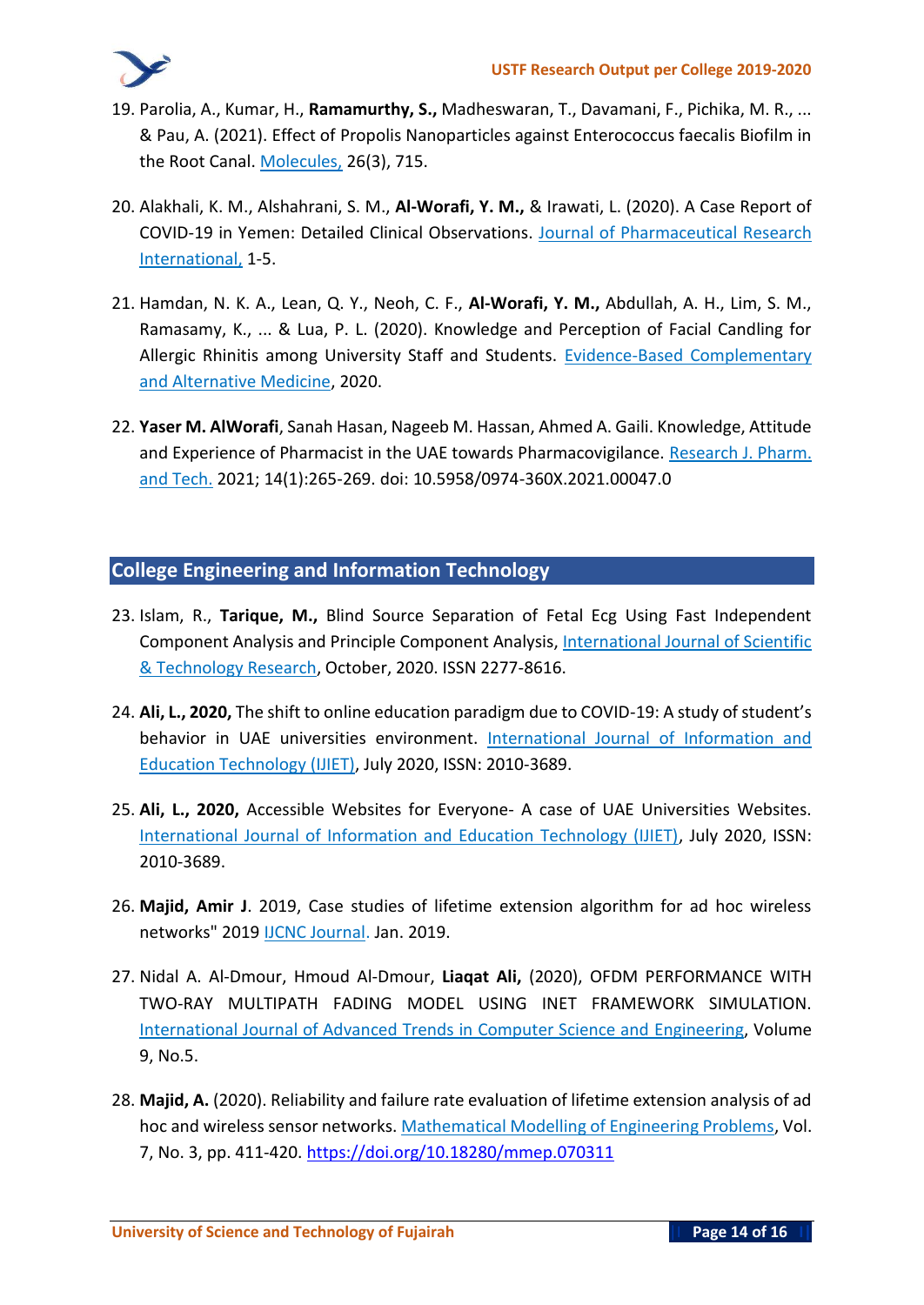19. Parolia, A., Kumar, H., **Ramamurthy, S.,** Madheswaran, T., Davamani, F., Pichika, M. R., ... & Pau, A. (2021). Effect of Propolis Nanoparticles against Enterococcus faecalis Biofilm in the Root Canal. Molecules, 26(3), 715.

20. Alakhali, K. M., Alshahrani, S. M., **Al-Worafi, Y. M.,** & Irawati, L. (2020). A Case Report of COVID-19 in Yemen: Detailed Clinical Observations. Journal of Pharmaceutical Research International, 1-5.

21. Hamdan, N. K. A., Lean, Q. Y., Neoh, C. F., **Al-Worafi, Y. M.,** Abdullah, A. H., Lim, S. M., Ramasamy, K., ... & Lua, P. L. (2020). Knowledge and Perception of Facial Candling for Allergic Rhinitis among University Staff and Students. Evidence-Based Complementary and Alternative Medicine, 2020.

22. **Yaser M. AlWorafi**, Sanah Hasan, Nageeb M. Hassan, Ahmed A. Gaili. Knowledge, Attitude and Experience of Pharmacist in the UAE towards Pharmacovigilance. Research J. Pharm. and Tech. 2021; 14(1):265-269. doi: 10.5958/0974-360X.2021.00047.0

## College Engineering and Information Technology

23. Islam, R., **Tarique, M.,** Blind Source Separation of Fetal Ecg Using Fast Independent Component Analysis and Principle Component Analysis, International Journal of Scientific & Technology Research, October, 2020. ISSN 2277-8616.

24. **Ali, L., 2020,** The shift to online education paradigm due to COVID-19: A study of student's behavior in UAE universities environment. International Journal of Information and Education Technology (IJIET), July 2020, ISSN: 2010-3689.

25. **Ali, L., 2020,** Accessible Websites for Everyone- A case of UAE Universities Websites. International Journal of Information and Education Technology (IJIET), July 2020, ISSN: 2010-3689.

26. **Majid, Amir J**. 2019, Case studies of lifetime extension algorithm for ad hoc wireless networks" 2019 IJCNC Journal. Jan. 2019.

27. Nidal A. Al-Dmour, Hmoud Al-Dmour, **Liaqat Ali,** (2020), OFDM PERFORMANCE WITH TWO-RAY MULTIPATH FADING MODEL USING INET FRAMEWORK SIMULATION. International Journal of Advanced Trends in Computer Science and Engineering, Volume 9, No.5.

28. **Majid, A.** (2020). Reliability and failure rate evaluation of lifetime extension analysis of ad hoc and wireless sensor networks. Mathematical Modelling of Engineering Problems, Vol. 7, No. 3, pp. 411-420. https://doi.org/10.18280/mmep.070311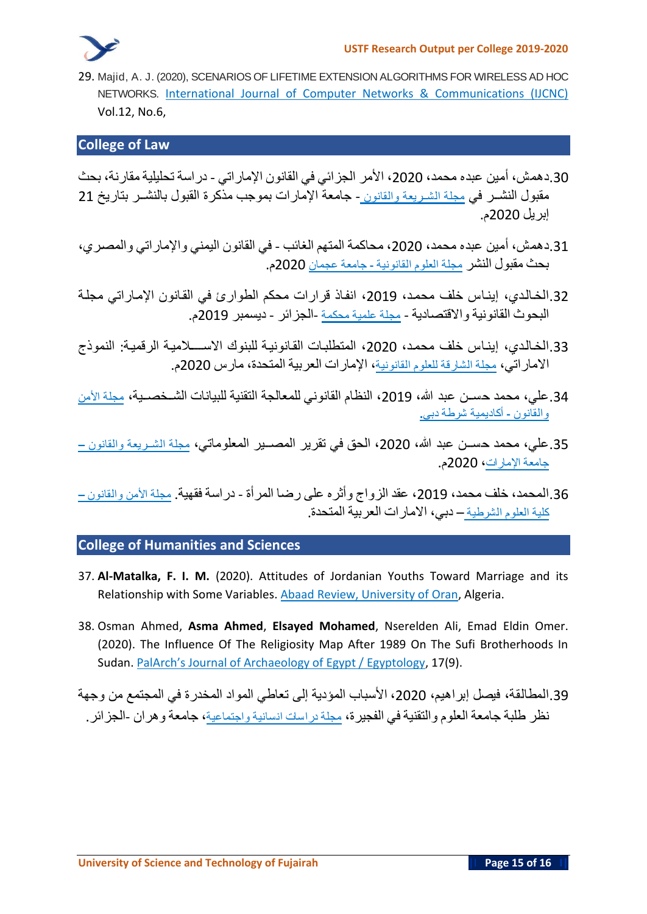29. Majid, A. J. (2020), SCENARIOS OF LIFETIME EXTENSION ALGORITHMS FOR WIRELESS AD HOC NETWORKS. International Journal of Computer Networks & Communications (IJCNC) Vol.12, No.6,

## College of Law

30. دهمش، أمين عبده محمد، 2020، الأمر الجزائي في القانون الإماراتي - دراسة تحليلية مقارنة، بحث مقبول النشر في مجلة الشريعة والقانون - جامعة الإمارات بموجب مذكرة القبول بالنشر بتاريخ 21 إبريل 2020م.

31. دهمش، أمين عبده محمد، 2020، محاكمة المتهم الغائب - في القانون اليمني والإماراتي والمصري، بحث مقبول النشر مجلة العلوم القانونية - جامعة عجمان 2020م.

32. الخالدي، إيناس خلف محمد، 2019، انفاذ قرارات محكم الطوارئ في القانون الإماراتي مجلة البحوث القانونية والاقتصادية - مجلة علمية محكمة -الجزائر - ديسمبر 2019م.

33. الخالدي، إيناس خلف محمد، 2020، المتطلبات القانونية للبنوك الاسلامية الرقمية: النموذج الاماراتي، مجلة الشارقة للعلوم القانونية، الإمارات العربية المتحدة، مارس 2020م.

34. علي، محمد حسن عبد الله، 2019، النظام القانوني للمعالجة التقنية للبيانات الشخصية، مجلة الأمن والقانون - أكاديمية شرطة دبي.

35. علي، محمد حسن عبد الله، 2020، الحق في تقرير المصير المعلوماتي، مجلة الشريعة والقانون – جامعة الإمارات، 2020م.

36. المحمد، خلف محمد، 2019، عقد الزواج وأثره على رضا المرأة - دراسة فقهية. مجلة الأمن والقانون – كلية العلوم الشرطية – دبي، الامارات العربية المتحدة.

## College of Humanities and Sciences

37. **Al-Matalka, F. I. M.** (2020). Attitudes of Jordanian Youths Toward Marriage and its Relationship with Some Variables. Abaad Review, University of Oran, Algeria.

38. Osman Ahmed, **Asma Ahmed**, **Elsayed Mohamed**, Nserelden Ali, Emad Eldin Omer. (2020). The Influence Of The Religiosity Map After 1989 On The Sufi Brotherhoods In Sudan. PalArch's Journal of Archaeology of Egypt / Egyptology, 17(9).

39. المطالقة، فيصل إبراهيم، 2020، الأسباب المؤدية إلى تعاطي المواد المخدرة في المجتمع من وجهة نظر طلبة جامعة العلوم والتقنية في الفجيرة، مجلة دراسات انسانية واجتماعية، جامعة وهران -الجزائر.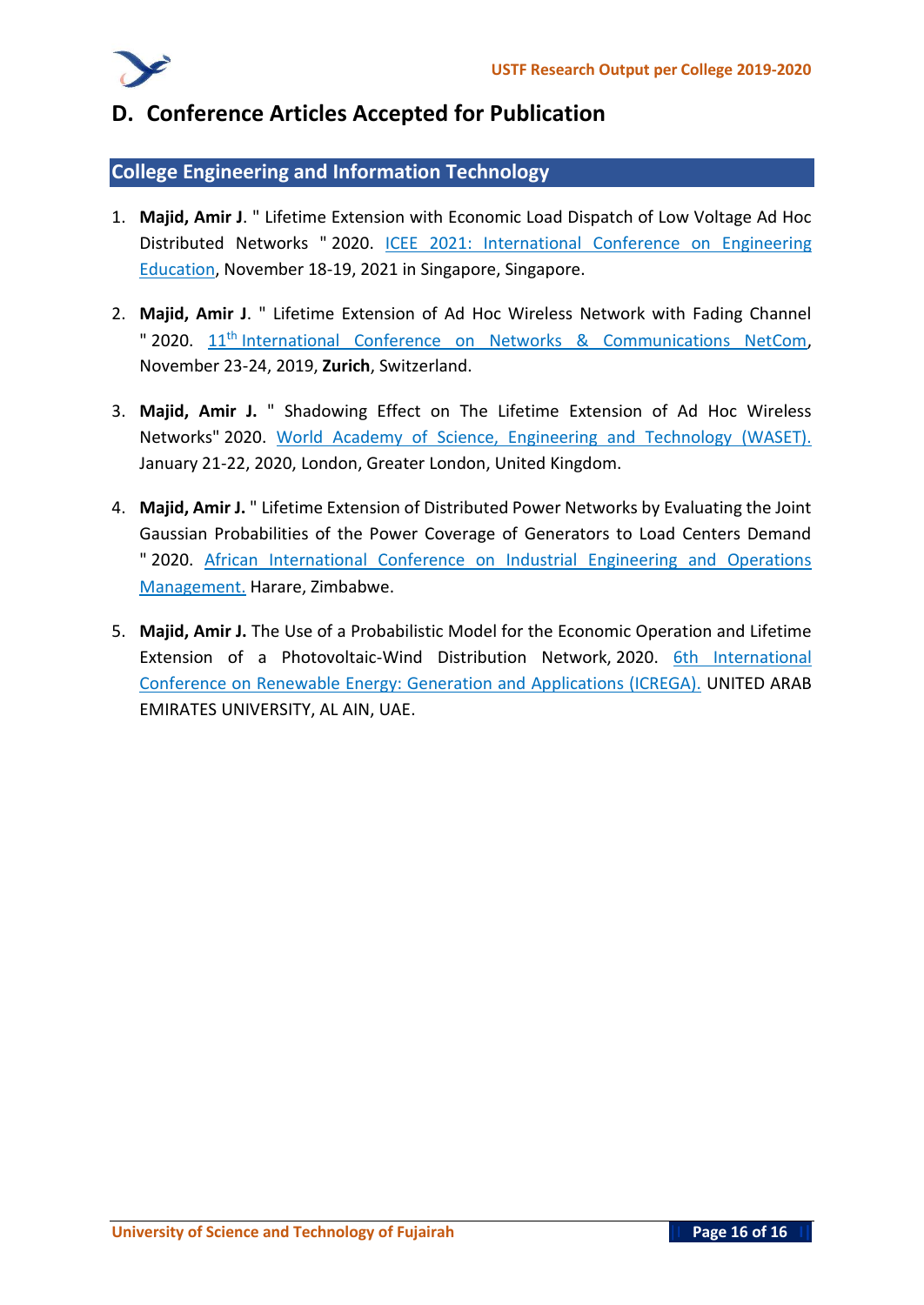## D. Conference Articles Accepted for Publication

### College Engineering and Information Technology

1. **Majid, Amir J**. " Lifetime Extension with Economic Load Dispatch of Low Voltage Ad Hoc Distributed Networks " 2020. ICEE 2021: International Conference on Engineering Education, November 18-19, 2021 in Singapore, Singapore.

2. **Majid, Amir J**. " Lifetime Extension of Ad Hoc Wireless Network with Fading Channel " 2020. 11th International Conference on Networks & Communications NetCom, November 23-24, 2019, **Zurich**, Switzerland.

3. **Majid, Amir J.** " Shadowing Effect on The Lifetime Extension of Ad Hoc Wireless Networks" 2020. World Academy of Science, Engineering and Technology (WASET). January 21-22, 2020, London, Greater London, United Kingdom.

4. **Majid, Amir J.** " Lifetime Extension of Distributed Power Networks by Evaluating the Joint Gaussian Probabilities of the Power Coverage of Generators to Load Centers Demand " 2020. African International Conference on Industrial Engineering and Operations Management. Harare, Zimbabwe.

5. **Majid, Amir J.** The Use of a Probabilistic Model for the Economic Operation and Lifetime Extension of a Photovoltaic-Wind Distribution Network, 2020. 6th International Conference on Renewable Energy: Generation and Applications (ICREGA). UNITED ARAB EMIRATES UNIVERSITY, AL AIN, UAE.